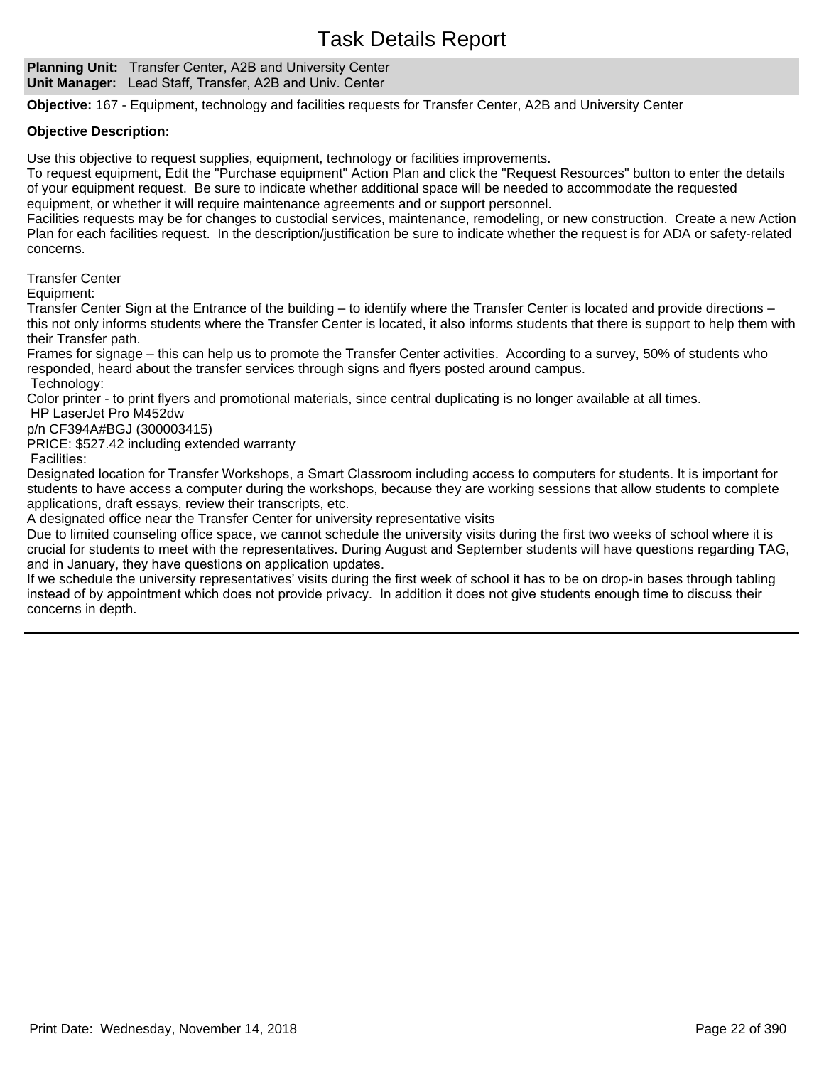# Task Details Report

**Planning Unit:** Transfer Center, A2B and University Center
**Unit Manager:** Lead Staff, Transfer, A2B and Univ. Center

**Objective:** 167 - Equipment, technology and facilities requests for Transfer Center, A2B and University Center

**Objective Description:**

Use this objective to request supplies, equipment, technology or facilities improvements.
To request equipment, Edit the "Purchase equipment" Action Plan and click the "Request Resources" button to enter the details of your equipment request. Be sure to indicate whether additional space will be needed to accommodate the requested equipment, or whether it will require maintenance agreements and or support personnel.
Facilities requests may be for changes to custodial services, maintenance, remodeling, or new construction. Create a new Action Plan for each facilities request. In the description/justification be sure to indicate whether the request is for ADA or safety-related concerns.

Transfer Center
Equipment:
Transfer Center Sign at the Entrance of the building – to identify where the Transfer Center is located and provide directions – this not only informs students where the Transfer Center is located, it also informs students that there is support to help them with their Transfer path.
Frames for signage – this can help us to promote the Transfer Center activities. According to a survey, 50% of students who responded, heard about the transfer services through signs and flyers posted around campus.
Technology:
Color printer - to print flyers and promotional materials, since central duplicating is no longer available at all times.
HP LaserJet Pro M452dw
p/n CF394A#BGJ (300003415)
PRICE: $527.42 including extended warranty
Facilities:
Designated location for Transfer Workshops, a Smart Classroom including access to computers for students. It is important for students to have access a computer during the workshops, because they are working sessions that allow students to complete applications, draft essays, review their transcripts, etc.
A designated office near the Transfer Center for university representative visits
Due to limited counseling office space, we cannot schedule the university visits during the first two weeks of school where it is crucial for students to meet with the representatives. During August and September students will have questions regarding TAG, and in January, they have questions on application updates.
If we schedule the university representatives' visits during the first week of school it has to be on drop-in bases through tabling instead of by appointment which does not provide privacy. In addition it does not give students enough time to discuss their concerns in depth.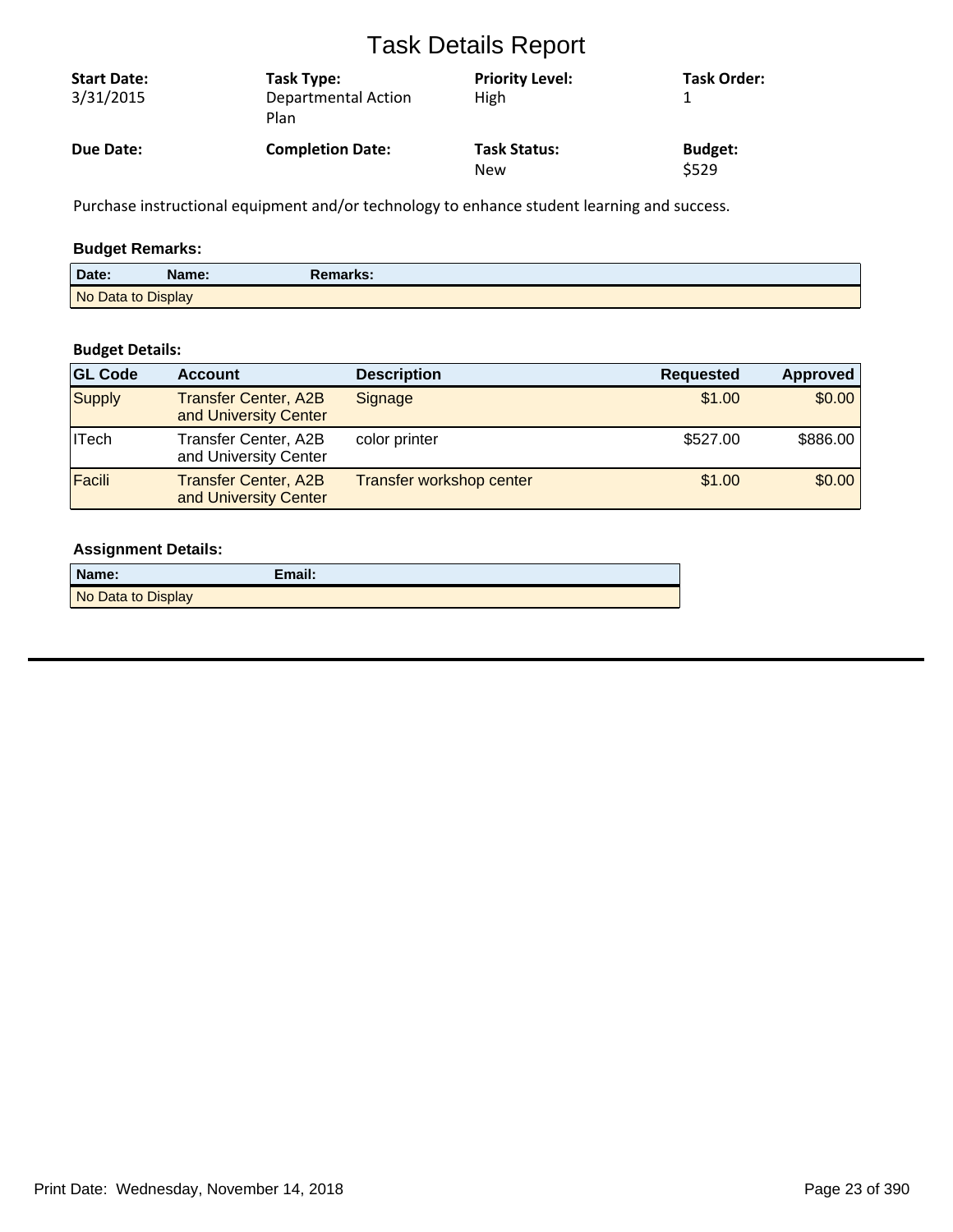# Task Details Report

| Start Date: | Task Type: | Priority Level: | Task Order: |
|---|---|---|---|
| 3/31/2015 | Departmental Action Plan | High | 1 |
| **Due Date:** | **Completion Date:** | **Task Status:** | **Budget:** |
| | | New | $529 |

Purchase instructional equipment and/or technology to enhance student learning and success.

### Budget Remarks:

| Date: | Name: | Remarks: |
|---|---|---|
| No Data to Display | | |

### Budget Details:

| GL Code | Account | Description | Requested | Approved |
|---|---|---|---|---|
| Supply | Transfer Center, A2B and University Center | Signage | $1.00 | $0.00 |
| ITech | Transfer Center, A2B and University Center | color printer | $527.00 | $886.00 |
| Facili | Transfer Center, A2B and University Center | Transfer workshop center | $1.00 | $0.00 |

### Assignment Details:

| Name: | Email: |
|---|---|
| No Data to Display | |

Print Date: Wednesday, November 14, 2018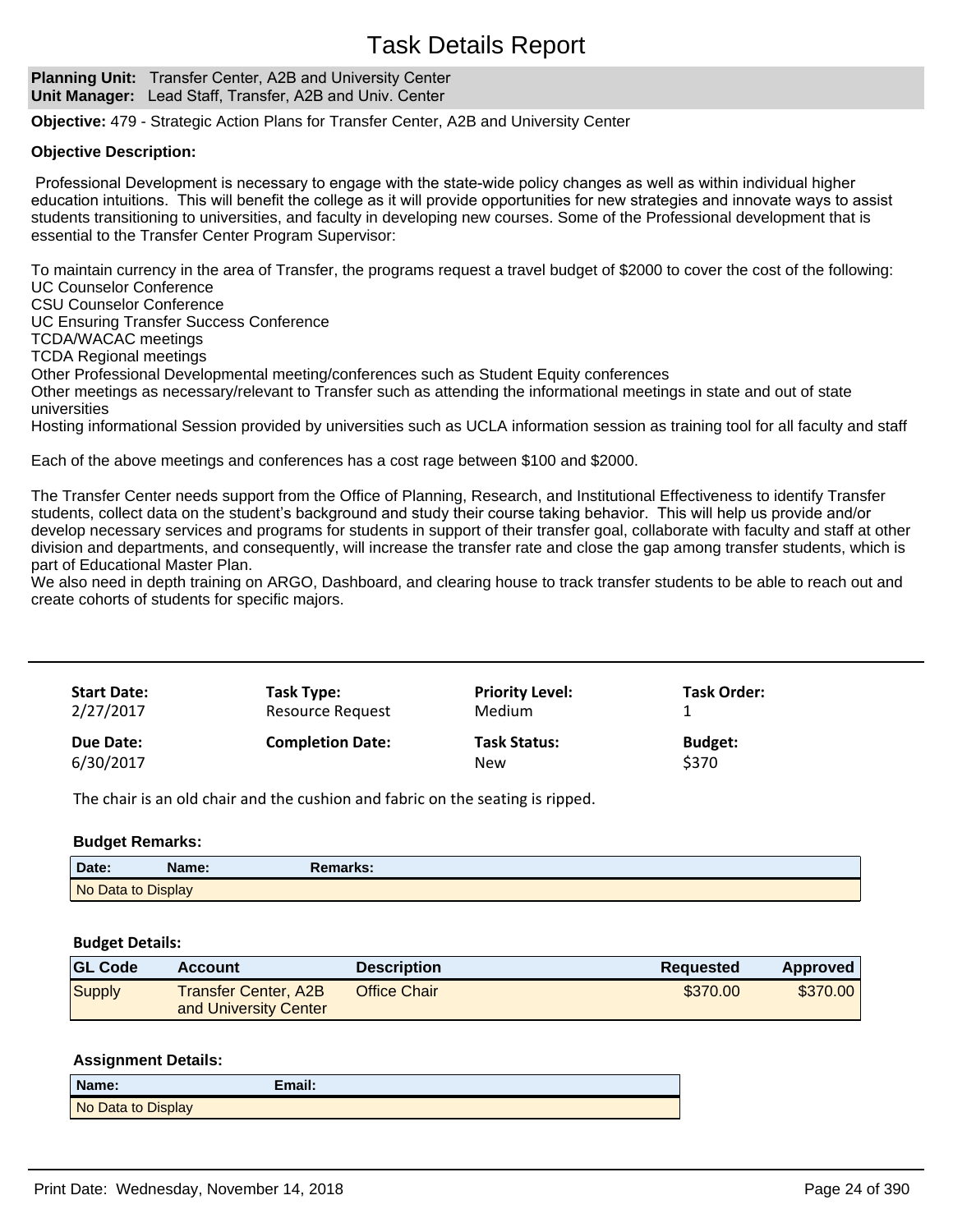# Task Details Report

**Planning Unit:** Transfer Center, A2B and University Center
**Unit Manager:** Lead Staff, Transfer, A2B and Univ. Center

**Objective:** 479 - Strategic Action Plans for Transfer Center, A2B and University Center

**Objective Description:**

Professional Development is necessary to engage with the state-wide policy changes as well as within individual higher education intuitions. This will benefit the college as it will provide opportunities for new strategies and innovate ways to assist students transitioning to universities, and faculty in developing new courses. Some of the Professional development that is essential to the Transfer Center Program Supervisor:

To maintain currency in the area of Transfer, the programs request a travel budget of $2000 to cover the cost of the following:
UC Counselor Conference
CSU Counselor Conference
UC Ensuring Transfer Success Conference
TCDA/WACAC meetings
TCDA Regional meetings
Other Professional Developmental meeting/conferences such as Student Equity conferences
Other meetings as necessary/relevant to Transfer such as attending the informational meetings in state and out of state universities
Hosting informational Session provided by universities such as UCLA information session as training tool for all faculty and staff

Each of the above meetings and conferences has a cost rage between $100 and $2000.

The Transfer Center needs support from the Office of Planning, Research, and Institutional Effectiveness to identify Transfer students, collect data on the student's background and study their course taking behavior. This will help us provide and/or develop necessary services and programs for students in support of their transfer goal, collaborate with faculty and staff at other division and departments, and consequently, will increase the transfer rate and close the gap among transfer students, which is part of Educational Master Plan.
We also need in depth training on ARGO, Dashboard, and clearing house to track transfer students to be able to reach out and create cohorts of students for specific majors.

---

| **Start Date:** | **Task Type:** | **Priority Level:** | **Task Order:** |
|---|---|---|---|
| 2/27/2017 | Resource Request | Medium | 1 |
| **Due Date:** | **Completion Date:** | **Task Status:** | **Budget:** |
| 6/30/2017 | | New | $370 |

The chair is an old chair and the cushion and fabric on the seating is ripped.

**Budget Remarks:**

| Date: | Name: | Remarks: |
|---|---|---|
| No Data to Display | | |

**Budget Details:**

| GL Code | Account | Description | Requested | Approved |
|---|---|---|---|---|
| Supply | Transfer Center, A2B and University Center | Office Chair | $370.00 | $370.00 |

**Assignment Details:**

| Name: | Email: |
|---|---|
| No Data to Display | |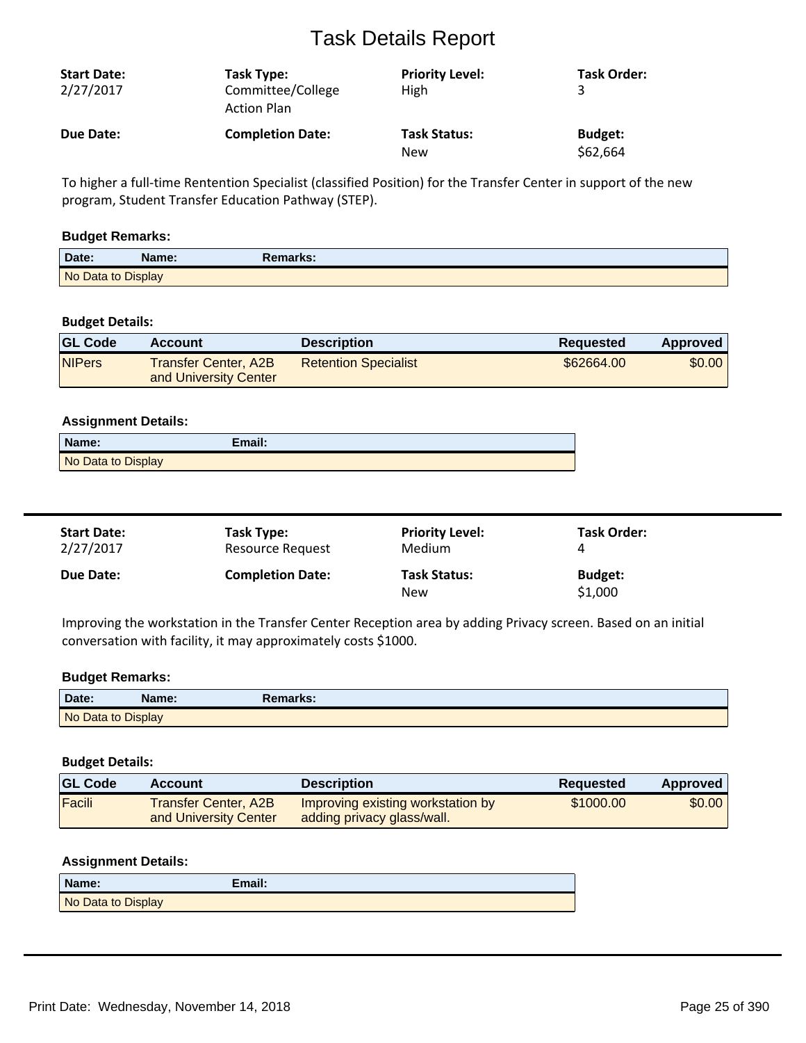# Task Details Report

| **Start Date:** | **Task Type:** | **Priority Level:** | **Task Order:** |
|---|---|---|---|
| 2/27/2017 | Committee/College Action Plan | High | 3 |
| **Due Date:** | **Completion Date:** | **Task Status:** | **Budget:** |
| | | New | $62,664 |

To higher a full-time Rentention Specialist (classified Position) for the Transfer Center in support of the new program, Student Transfer Education Pathway (STEP).

**Budget Remarks:**

| Date: | Name: | Remarks: |
|---|---|---|
| No Data to Display | | |

**Budget Details:**

| GL Code | Account | Description | Requested | Approved |
|---|---|---|---|---|
| NIPers | Transfer Center, A2B and University Center | Retention Specialist | $62664.00 | $0.00 |

**Assignment Details:**

| Name: | Email: |
|---|---|
| No Data to Display | |

---

| **Start Date:** | **Task Type:** | **Priority Level:** | **Task Order:** |
|---|---|---|---|
| 2/27/2017 | Resource Request | Medium | 4 |
| **Due Date:** | **Completion Date:** | **Task Status:** | **Budget:** |
| | | New | $1,000 |

Improving the workstation in the Transfer Center Reception area by adding Privacy screen. Based on an initial conversation with facility, it may approximately costs $1000.

**Budget Remarks:**

| Date: | Name: | Remarks: |
|---|---|---|
| No Data to Display | | |

**Budget Details:**

| GL Code | Account | Description | Requested | Approved |
|---|---|---|---|---|
| Facili | Transfer Center, A2B and University Center | Improving existing workstation by adding privacy glass/wall. | $1000.00 | $0.00 |

**Assignment Details:**

| Name: | Email: |
|---|---|
| No Data to Display | |

---

Print Date: Wednesday, November 14, 2018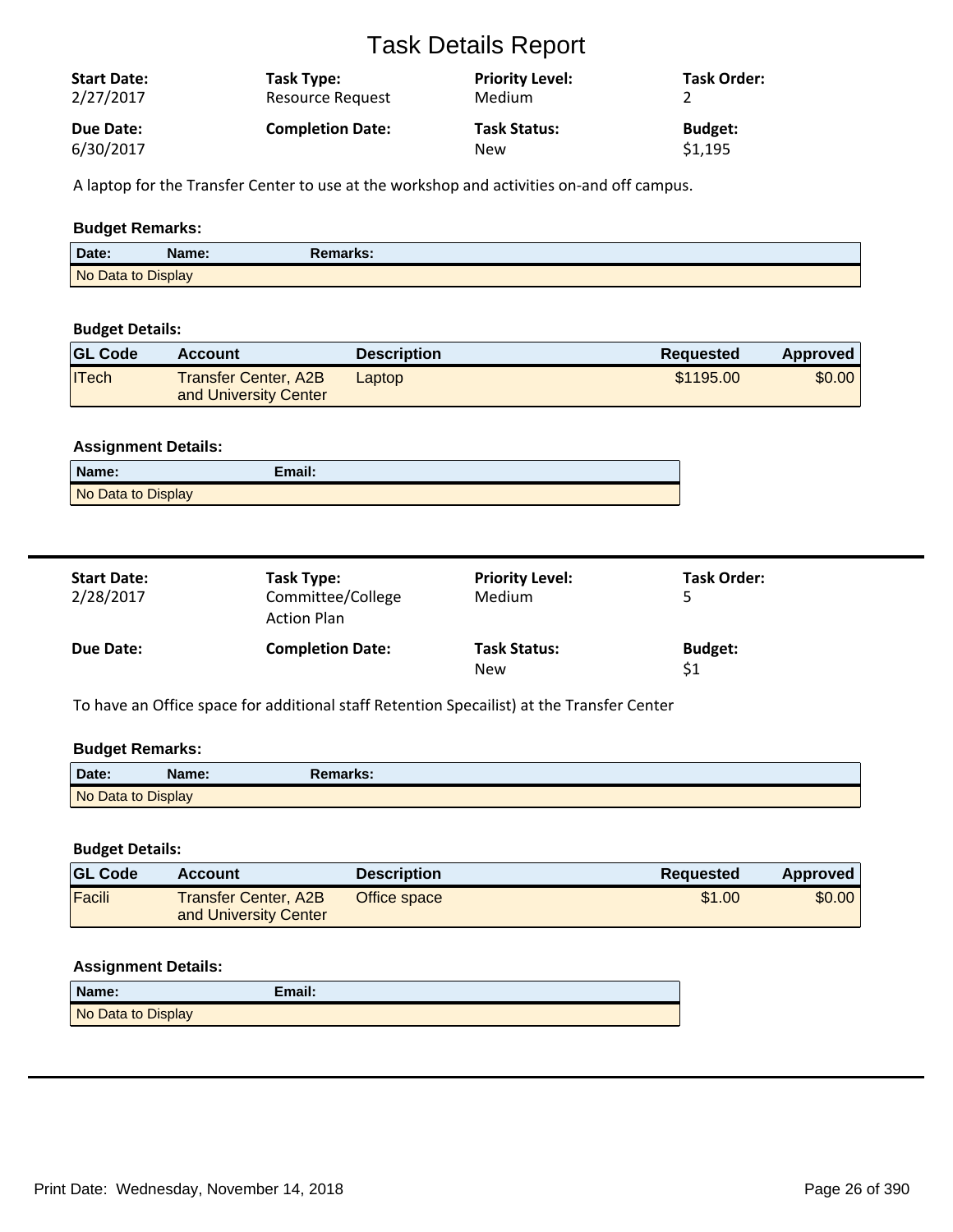# Task Details Report

| Start Date: | Task Type: | Priority Level: | Task Order: |
|---|---|---|---|
| 2/27/2017 | Resource Request | Medium | 2 |
| **Due Date:** | **Completion Date:** | **Task Status:** | **Budget:** |
| 6/30/2017 | | New | $1,195 |

A laptop for the Transfer Center to use at the workshop and activities on-and off campus.

### Budget Remarks:

| Date: | Name: | Remarks: |
|---|---|---|
| No Data to Display | | |

### Budget Details:

| GL Code | Account | Description | Requested | Approved |
|---|---|---|---|---|
| ITech | Transfer Center, A2B and University Center | Laptop | $1195.00 | $0.00 |

### Assignment Details:

| Name: | Email: |
|---|---|
| No Data to Display | |

---

| Start Date: | Task Type: | Priority Level: | Task Order: |
|---|---|---|---|
| 2/28/2017 | Committee/College Action Plan | Medium | 5 |
| **Due Date:** | **Completion Date:** | **Task Status:** | **Budget:** |
| | | New | $1 |

To have an Office space for additional staff Retention Specailist) at the Transfer Center

### Budget Remarks:

| Date: | Name: | Remarks: |
|---|---|---|
| No Data to Display | | |

### Budget Details:

| GL Code | Account | Description | Requested | Approved |
|---|---|---|---|---|
| Facili | Transfer Center, A2B and University Center | Office space | $1.00 | $0.00 |

### Assignment Details:

| Name: | Email: |
|---|---|
| No Data to Display | |

---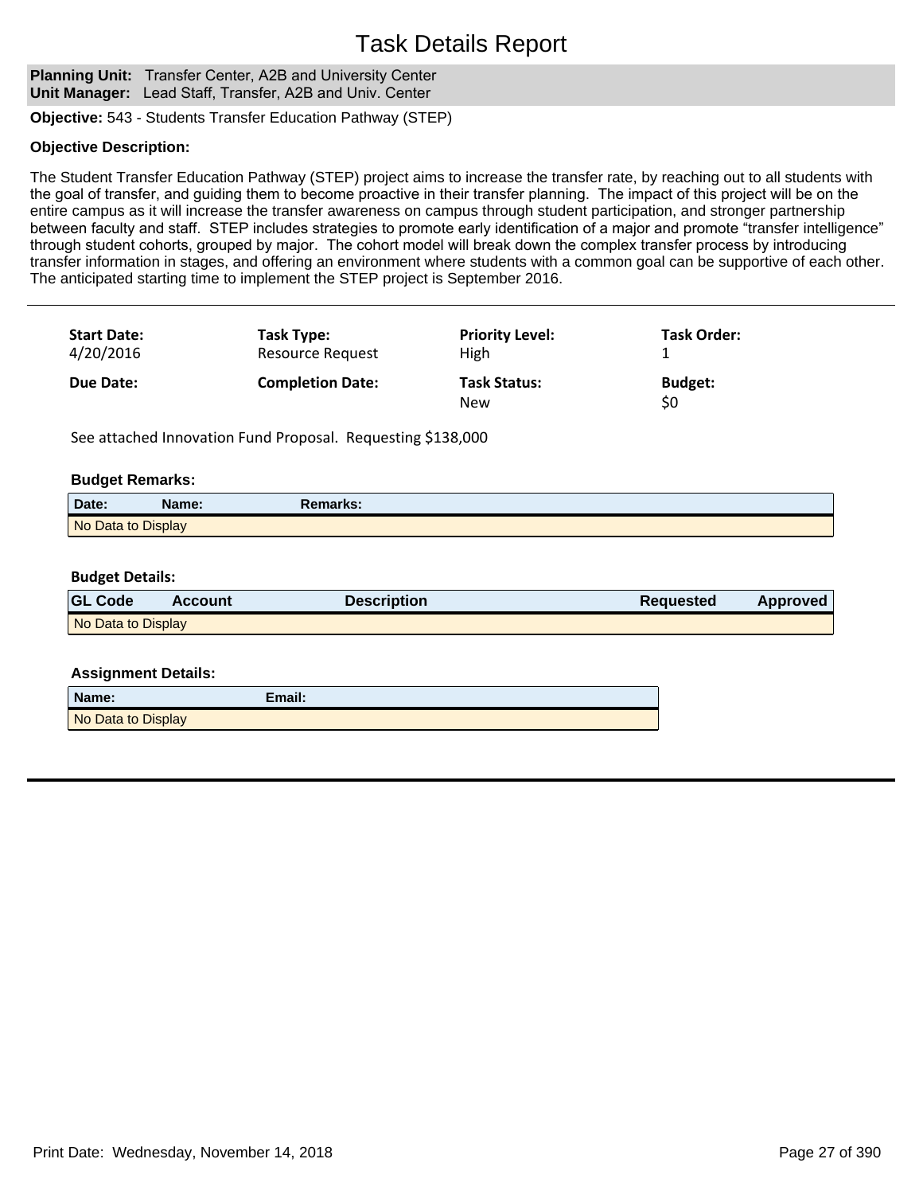# Task Details Report

**Planning Unit:** Transfer Center, A2B and University Center
**Unit Manager:** Lead Staff, Transfer, A2B and Univ. Center

**Objective:** 543 - Students Transfer Education Pathway (STEP)

**Objective Description:**

The Student Transfer Education Pathway (STEP) project aims to increase the transfer rate, by reaching out to all students with the goal of transfer, and guiding them to become proactive in their transfer planning. The impact of this project will be on the entire campus as it will increase the transfer awareness on campus through student participation, and stronger partnership between faculty and staff. STEP includes strategies to promote early identification of a major and promote "transfer intelligence" through student cohorts, grouped by major. The cohort model will break down the complex transfer process by introducing transfer information in stages, and offering an environment where students with a common goal can be supportive of each other. The anticipated starting time to implement the STEP project is September 2016.

---

| **Start Date:** | **Task Type:** | **Priority Level:** | **Task Order:** |
|---|---|---|---|
| 4/20/2016 | Resource Request | High | 1 |
| **Due Date:** | **Completion Date:** | **Task Status:** | **Budget:** |
| | | New | $0 |

See attached Innovation Fund Proposal. Requesting $138,000

**Budget Remarks:**

| Date: | Name: | Remarks: |
|---|---|---|
| No Data to Display | | |

**Budget Details:**

| GL Code | Account | Description | Requested | Approved |
|---|---|---|---|---|
| No Data to Display | | | | |

**Assignment Details:**

| Name: | Email: |
|---|---|
| No Data to Display | |

Print Date: Wednesday, November 14, 2018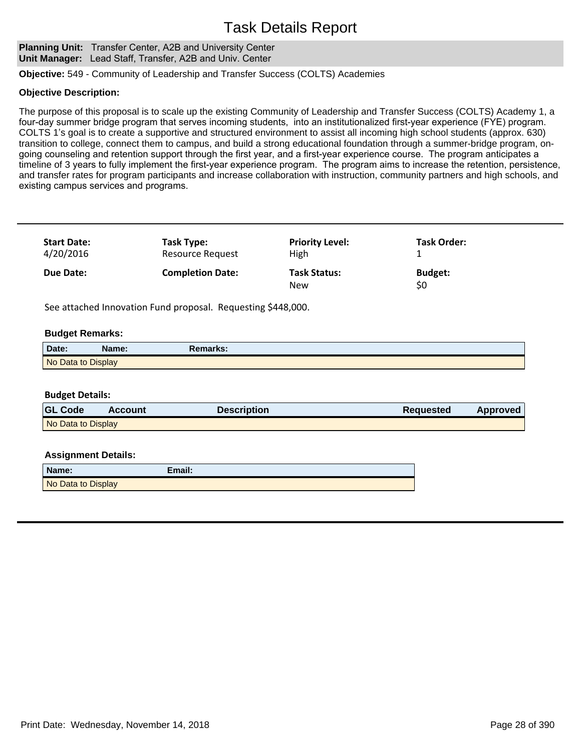# Task Details Report

**Planning Unit:** Transfer Center, A2B and University Center
**Unit Manager:** Lead Staff, Transfer, A2B and Univ. Center

**Objective:** 549 - Community of Leadership and Transfer Success (COLTS) Academies

**Objective Description:**

The purpose of this proposal is to scale up the existing Community of Leadership and Transfer Success (COLTS) Academy 1, a four-day summer bridge program that serves incoming students, into an institutionalized first-year experience (FYE) program. COLTS 1's goal is to create a supportive and structured environment to assist all incoming high school students (approx. 630) transition to college, connect them to campus, and build a strong educational foundation through a summer-bridge program, on-going counseling and retention support through the first year, and a first-year experience course. The program anticipates a timeline of 3 years to fully implement the first-year experience program. The program aims to increase the retention, persistence, and transfer rates for program participants and increase collaboration with instruction, community partners and high schools, and existing campus services and programs.

---

| | | | |
|---|---|---|---|
| **Start Date:** 4/20/2016 | **Task Type:** Resource Request | **Priority Level:** High | **Task Order:** 1 |
| **Due Date:** | **Completion Date:** | **Task Status:** New | **Budget:** $0 |

See attached Innovation Fund proposal. Requesting $448,000.

**Budget Remarks:**

| Date: | Name: | Remarks: |
|---|---|---|
| No Data to Display | | |

**Budget Details:**

| GL Code | Account | Description | Requested | Approved |
|---|---|---|---|---|
| No Data to Display | | | | |

**Assignment Details:**

| Name: | Email: |
|---|---|
| No Data to Display | |

---

Print Date: Wednesday, November 14, 2018